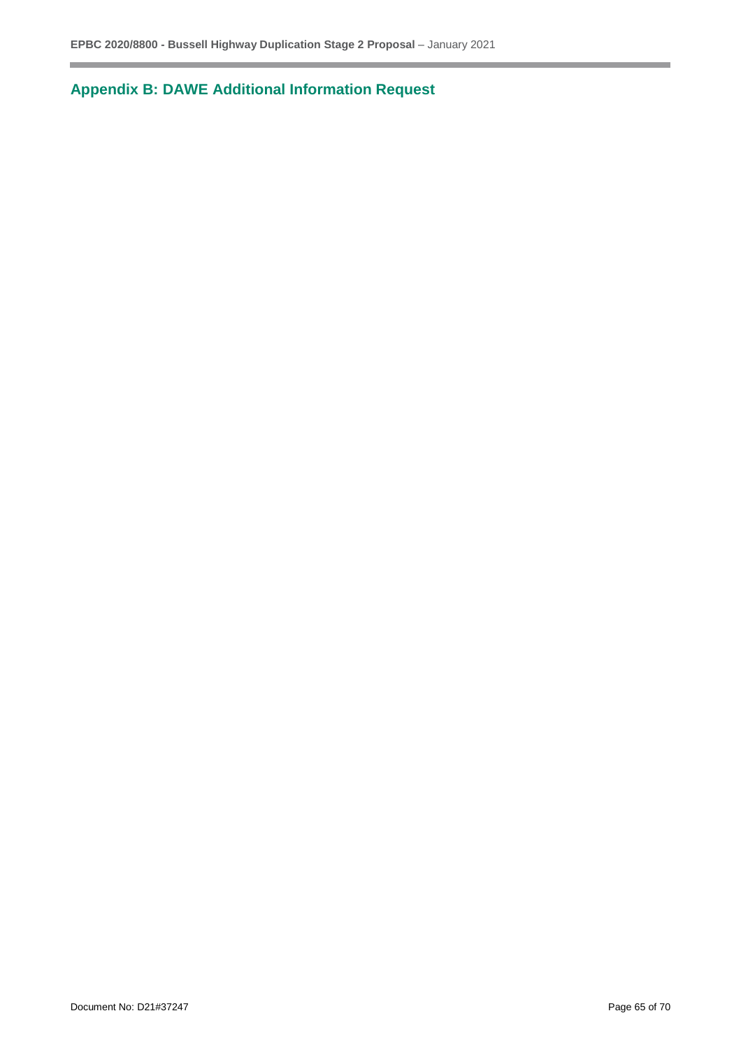## Appendix B: DAWE Additional Information Request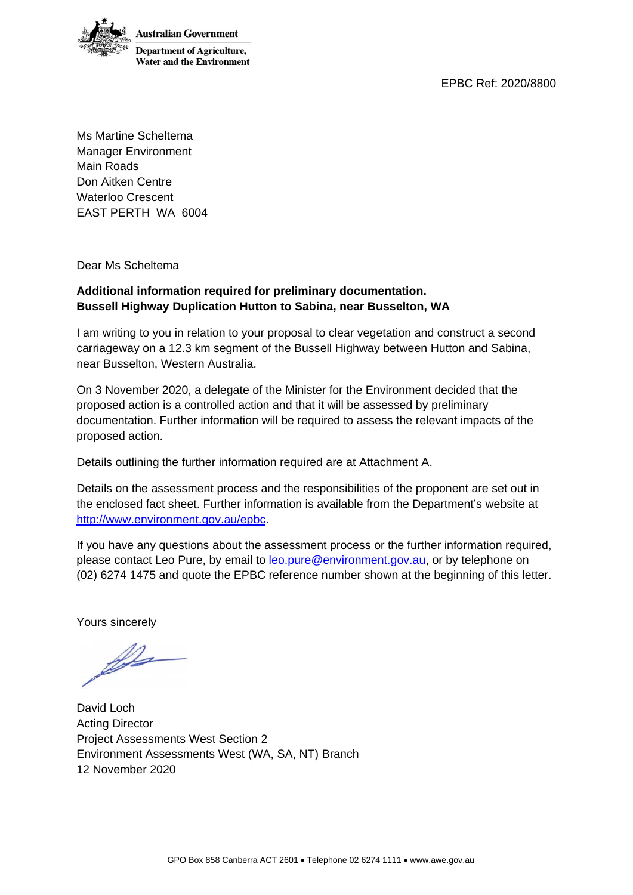Australian Government

Department of Agriculture, Water and the Environment

EPBC Ref: 2020/8800

Ms Martine Scheltema
Manager Environment
Main Roads
Don Aitken Centre
Waterloo Crescent
EAST PERTH WA 6004

Dear Ms Scheltema

**Additional information required for preliminary documentation.**
**Bussell Highway Duplication Hutton to Sabina, near Busselton, WA**

I am writing to you in relation to your proposal to clear vegetation and construct a second carriageway on a 12.3 km segment of the Bussell Highway between Hutton and Sabina, near Busselton, Western Australia.

On 3 November 2020, a delegate of the Minister for the Environment decided that the proposed action is a controlled action and that it will be assessed by preliminary documentation. Further information will be required to assess the relevant impacts of the proposed action.

Details outlining the further information required are at Attachment A.

Details on the assessment process and the responsibilities of the proponent are set out in the enclosed fact sheet. Further information is available from the Department's website at http://www.environment.gov.au/epbc.

If you have any questions about the assessment process or the further information required, please contact Leo Pure, by email to leo.pure@environment.gov.au, or by telephone on (02) 6274 1475 and quote the EPBC reference number shown at the beginning of this letter.

Yours sincerely

David Loch
Acting Director
Project Assessments West Section 2
Environment Assessments West (WA, SA, NT) Branch
12 November 2020

GPO Box 858 Canberra ACT 2601 • Telephone 02 6274 1111 • www.awe.gov.au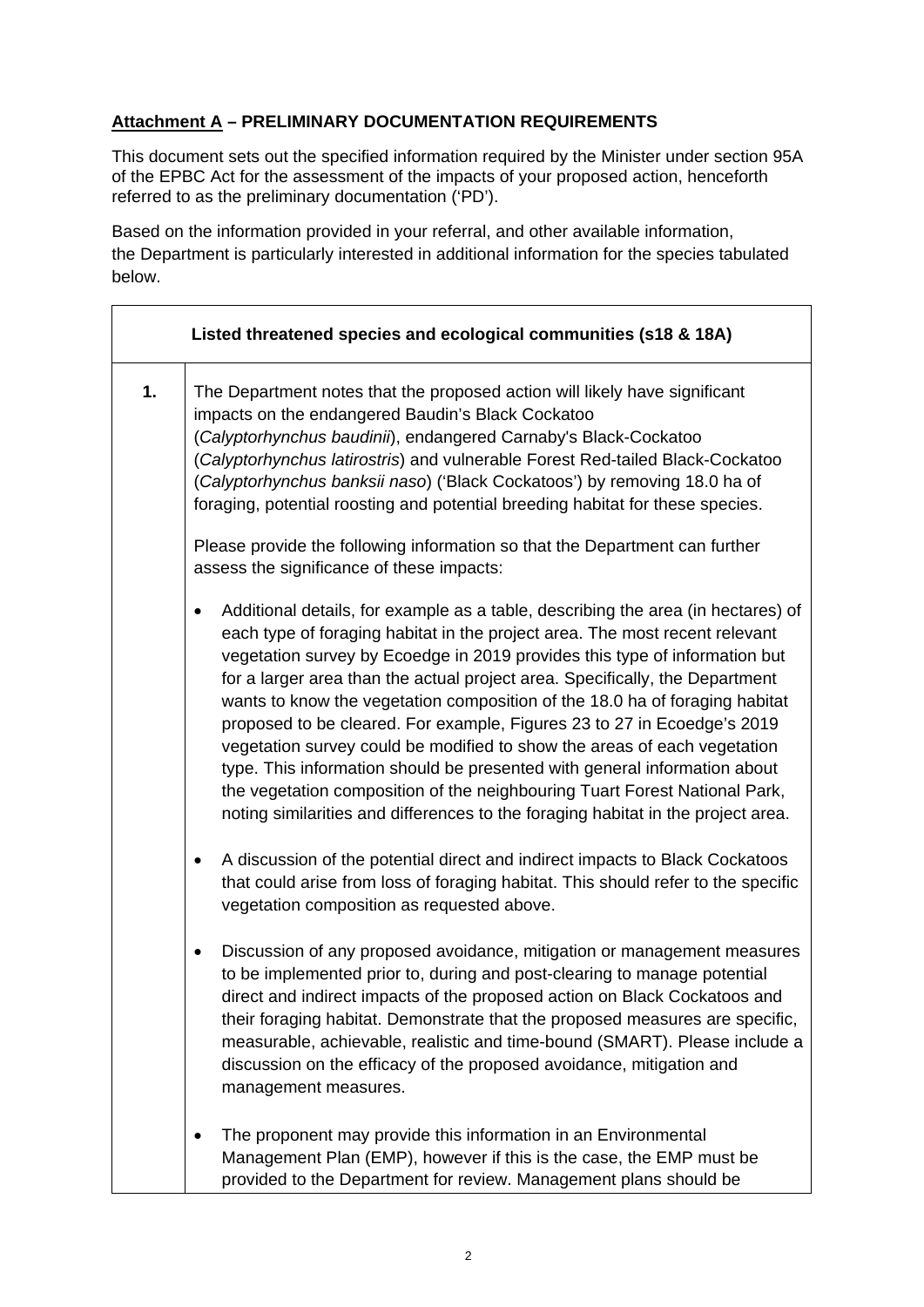**<u>Attachment A</u> – PRELIMINARY DOCUMENTATION REQUIREMENTS**

This document sets out the specified information required by the Minister under section 95A of the EPBC Act for the assessment of the impacts of your proposed action, henceforth referred to as the preliminary documentation ('PD').

Based on the information provided in your referral, and other available information, the Department is particularly interested in additional information for the species tabulated below.

| Listed threatened species and ecological communities (s18 & 18A) | |
|---|---|
| **1.** | The Department notes that the proposed action will likely have significant impacts on the endangered Baudin's Black Cockatoo (*Calyptorhynchus baudinii*), endangered Carnaby's Black-Cockatoo (*Calyptorhynchus latirostris*) and vulnerable Forest Red-tailed Black-Cockatoo (*Calyptorhynchus banksii naso*) ('Black Cockatoos') by removing 18.0 ha of foraging, potential roosting and potential breeding habitat for these species.<br><br>Please provide the following information so that the Department can further assess the significance of these impacts:<br><br>• Additional details, for example as a table, describing the area (in hectares) of each type of foraging habitat in the project area. The most recent relevant vegetation survey by Ecoedge in 2019 provides this type of information but for a larger area than the actual project area. Specifically, the Department wants to know the vegetation composition of the 18.0 ha of foraging habitat proposed to be cleared. For example, Figures 23 to 27 in Ecoedge's 2019 vegetation survey could be modified to show the areas of each vegetation type. This information should be presented with general information about the vegetation composition of the neighbouring Tuart Forest National Park, noting similarities and differences to the foraging habitat in the project area.<br><br>• A discussion of the potential direct and indirect impacts to Black Cockatoos that could arise from loss of foraging habitat. This should refer to the specific vegetation composition as requested above.<br><br>• Discussion of any proposed avoidance, mitigation or management measures to be implemented prior to, during and post-clearing to manage potential direct and indirect impacts of the proposed action on Black Cockatoos and their foraging habitat. Demonstrate that the proposed measures are specific, measurable, achievable, realistic and time-bound (SMART). Please include a discussion on the efficacy of the proposed avoidance, mitigation and management measures.<br><br>• The proponent may provide this information in an Environmental Management Plan (EMP), however if this is the case, the EMP must be provided to the Department for review. Management plans should be |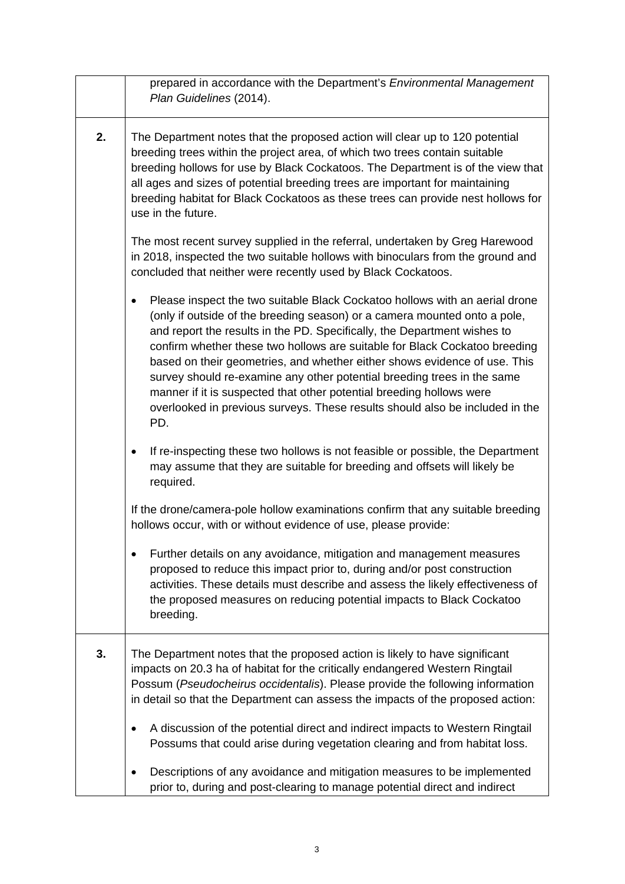| | |
|---|---|
| | prepared in accordance with the Department's *Environmental Management Plan Guidelines* (2014). |
| **2.** | The Department notes that the proposed action will clear up to 120 potential breeding trees within the project area, of which two trees contain suitable breeding hollows for use by Black Cockatoos. The Department is of the view that all ages and sizes of potential breeding trees are important for maintaining breeding habitat for Black Cockatoos as these trees can provide nest hollows for use in the future.<br><br>The most recent survey supplied in the referral, undertaken by Greg Harewood in 2018, inspected the two suitable hollows with binoculars from the ground and concluded that neither were recently used by Black Cockatoos.<br><br>• Please inspect the two suitable Black Cockatoo hollows with an aerial drone (only if outside of the breeding season) or a camera mounted onto a pole, and report the results in the PD. Specifically, the Department wishes to confirm whether these two hollows are suitable for Black Cockatoo breeding based on their geometries, and whether either shows evidence of use. This survey should re-examine any other potential breeding trees in the same manner if it is suspected that other potential breeding hollows were overlooked in previous surveys. These results should also be included in the PD.<br><br>• If re-inspecting these two hollows is not feasible or possible, the Department may assume that they are suitable for breeding and offsets will likely be required.<br><br>If the drone/camera-pole hollow examinations confirm that any suitable breeding hollows occur, with or without evidence of use, please provide:<br><br>• Further details on any avoidance, mitigation and management measures proposed to reduce this impact prior to, during and/or post construction activities. These details must describe and assess the likely effectiveness of the proposed measures on reducing potential impacts to Black Cockatoo breeding. |
| **3.** | The Department notes that the proposed action is likely to have significant impacts on 20.3 ha of habitat for the critically endangered Western Ringtail Possum (*Pseudocheirus occidentalis*). Please provide the following information in detail so that the Department can assess the impacts of the proposed action:<br><br>• A discussion of the potential direct and indirect impacts to Western Ringtail Possums that could arise during vegetation clearing and from habitat loss.<br><br>• Descriptions of any avoidance and mitigation measures to be implemented prior to, during and post-clearing to manage potential direct and indirect |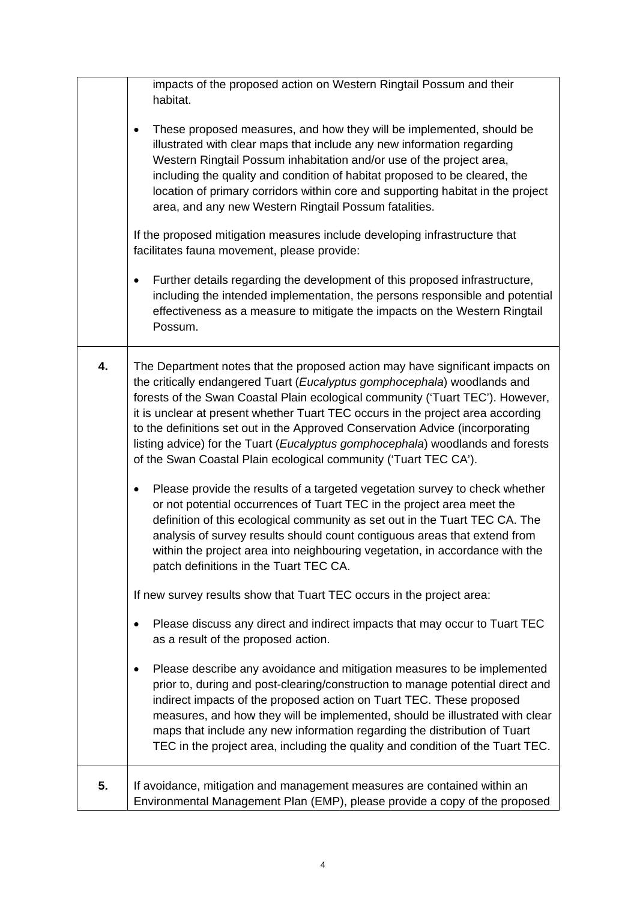| | |
|---|---|
| | impacts of the proposed action on Western Ringtail Possum and their habitat.<br><br>• These proposed measures, and how they will be implemented, should be illustrated with clear maps that include any new information regarding Western Ringtail Possum inhabitation and/or use of the project area, including the quality and condition of habitat proposed to be cleared, the location of primary corridors within core and supporting habitat in the project area, and any new Western Ringtail Possum fatalities.<br><br>If the proposed mitigation measures include developing infrastructure that facilitates fauna movement, please provide:<br><br>• Further details regarding the development of this proposed infrastructure, including the intended implementation, the persons responsible and potential effectiveness as a measure to mitigate the impacts on the Western Ringtail Possum. |
| **4.** | The Department notes that the proposed action may have significant impacts on the critically endangered Tuart (*Eucalyptus gomphocephala*) woodlands and forests of the Swan Coastal Plain ecological community ('Tuart TEC'). However, it is unclear at present whether Tuart TEC occurs in the project area according to the definitions set out in the Approved Conservation Advice (incorporating listing advice) for the Tuart (*Eucalyptus gomphocephala*) woodlands and forests of the Swan Coastal Plain ecological community ('Tuart TEC CA').<br><br>• Please provide the results of a targeted vegetation survey to check whether or not potential occurrences of Tuart TEC in the project area meet the definition of this ecological community as set out in the Tuart TEC CA. The analysis of survey results should count contiguous areas that extend from within the project area into neighbouring vegetation, in accordance with the patch definitions in the Tuart TEC CA.<br><br>If new survey results show that Tuart TEC occurs in the project area:<br><br>• Please discuss any direct and indirect impacts that may occur to Tuart TEC as a result of the proposed action.<br><br>• Please describe any avoidance and mitigation measures to be implemented prior to, during and post-clearing/construction to manage potential direct and indirect impacts of the proposed action on Tuart TEC. These proposed measures, and how they will be implemented, should be illustrated with clear maps that include any new information regarding the distribution of Tuart TEC in the project area, including the quality and condition of the Tuart TEC. |
| **5.** | If avoidance, mitigation and management measures are contained within an Environmental Management Plan (EMP), please provide a copy of the proposed |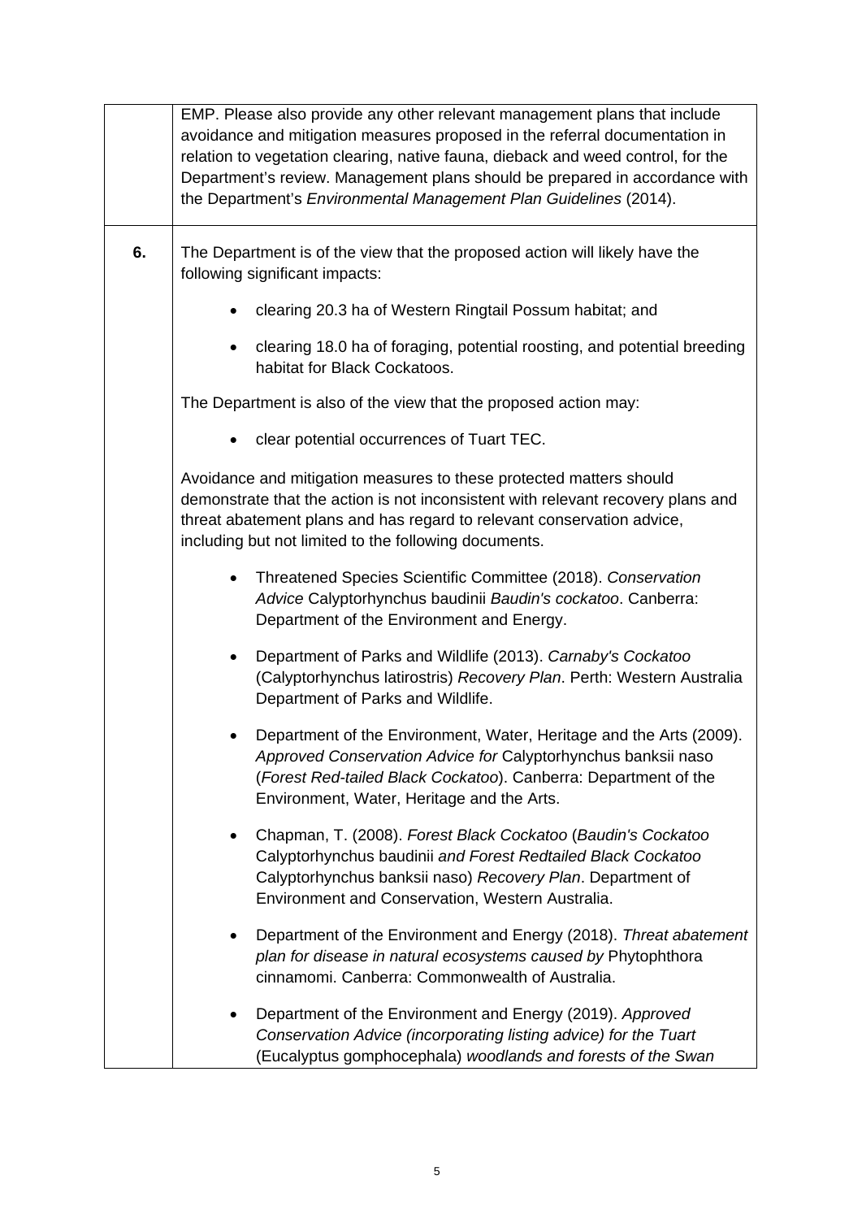|  |  |
|---|---|
|  | EMP. Please also provide any other relevant management plans that include avoidance and mitigation measures proposed in the referral documentation in relation to vegetation clearing, native fauna, dieback and weed control, for the Department's review. Management plans should be prepared in accordance with the Department's *Environmental Management Plan Guidelines* (2014). |
| **6.** | The Department is of the view that the proposed action will likely have the following significant impacts:<br><br>• clearing 20.3 ha of Western Ringtail Possum habitat; and<br>• clearing 18.0 ha of foraging, potential roosting, and potential breeding habitat for Black Cockatoos.<br><br>The Department is also of the view that the proposed action may:<br><br>• clear potential occurrences of Tuart TEC.<br><br>Avoidance and mitigation measures to these protected matters should demonstrate that the action is not inconsistent with relevant recovery plans and threat abatement plans and has regard to relevant conservation advice, including but not limited to the following documents.<br><br>• Threatened Species Scientific Committee (2018). *Conservation Advice* Calyptorhynchus baudinii *Baudin's cockatoo*. Canberra: Department of the Environment and Energy.<br>• Department of Parks and Wildlife (2013). *Carnaby's Cockatoo* (Calyptorhynchus latirostris) *Recovery Plan*. Perth: Western Australia Department of Parks and Wildlife.<br>• Department of the Environment, Water, Heritage and the Arts (2009). *Approved Conservation Advice for* Calyptorhynchus banksii naso (*Forest Red-tailed Black Cockatoo*). Canberra: Department of the Environment, Water, Heritage and the Arts.<br>• Chapman, T. (2008). *Forest Black Cockatoo* (*Baudin's Cockatoo* Calyptorhynchus baudinii *and Forest Redtailed Black Cockatoo* Calyptorhynchus banksii naso) *Recovery Plan*. Department of Environment and Conservation, Western Australia.<br>• Department of the Environment and Energy (2018). *Threat abatement plan for disease in natural ecosystems caused by* Phytophthora cinnamomi. Canberra: Commonwealth of Australia.<br>• Department of the Environment and Energy (2019). *Approved Conservation Advice (incorporating listing advice) for the Tuart* (Eucalyptus gomphocephala) *woodlands and forests of the Swan* |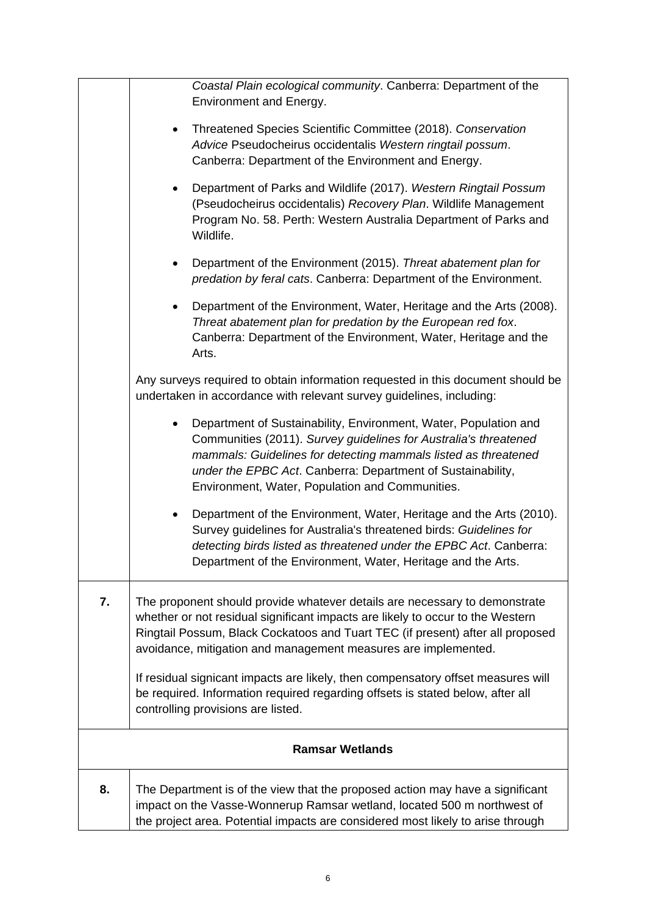| | |
|---|---|
| | *Coastal Plain ecological community*. Canberra: Department of the Environment and Energy.<br><br>• Threatened Species Scientific Committee (2018). *Conservation Advice* Pseudocheirus occidentalis *Western ringtail possum*. Canberra: Department of the Environment and Energy.<br><br>• Department of Parks and Wildlife (2017). *Western Ringtail Possum* (Pseudocheirus occidentalis) *Recovery Plan*. Wildlife Management Program No. 58. Perth: Western Australia Department of Parks and Wildlife.<br><br>• Department of the Environment (2015). *Threat abatement plan for predation by feral cats*. Canberra: Department of the Environment.<br><br>• Department of the Environment, Water, Heritage and the Arts (2008). *Threat abatement plan for predation by the European red fox*. Canberra: Department of the Environment, Water, Heritage and the Arts.<br><br>Any surveys required to obtain information requested in this document should be undertaken in accordance with relevant survey guidelines, including:<br><br>• Department of Sustainability, Environment, Water, Population and Communities (2011). *Survey guidelines for Australia's threatened mammals: Guidelines for detecting mammals listed as threatened under the EPBC Act*. Canberra: Department of Sustainability, Environment, Water, Population and Communities.<br><br>• Department of the Environment, Water, Heritage and the Arts (2010). Survey guidelines for Australia's threatened birds: *Guidelines for detecting birds listed as threatened under the EPBC Act*. Canberra: Department of the Environment, Water, Heritage and the Arts. |
| **7.** | The proponent should provide whatever details are necessary to demonstrate whether or not residual significant impacts are likely to occur to the Western Ringtail Possum, Black Cockatoos and Tuart TEC (if present) after all proposed avoidance, mitigation and management measures are implemented.<br><br>If residual signicant impacts are likely, then compensatory offset measures will be required. Information required regarding offsets is stated below, after all controlling provisions are listed. |
| **Ramsar Wetlands** | |
| **8.** | The Department is of the view that the proposed action may have a significant impact on the Vasse-Wonnerup Ramsar wetland, located 500 m northwest of the project area. Potential impacts are considered most likely to arise through |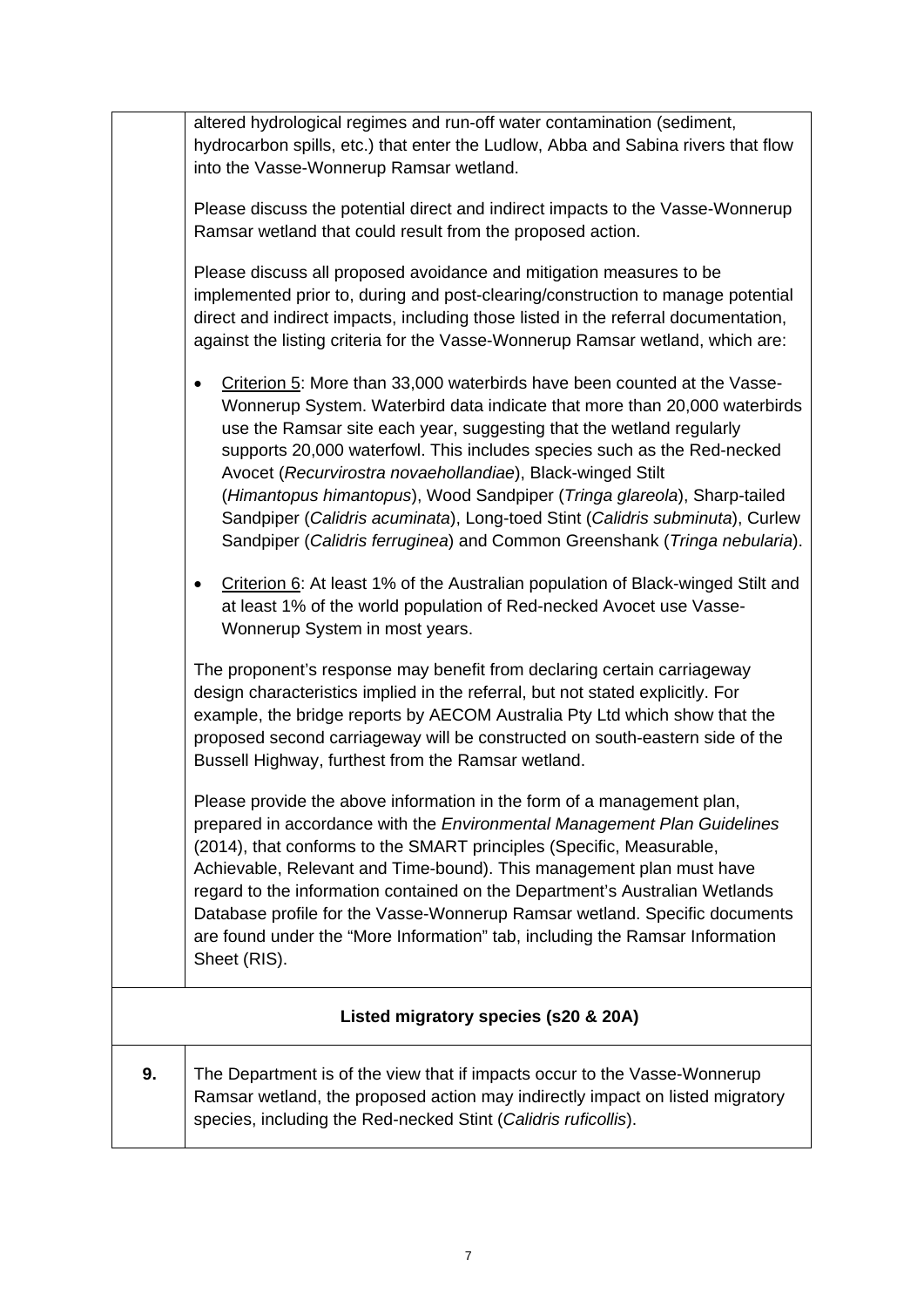| | |
|---|---|
| | altered hydrological regimes and run-off water contamination (sediment, hydrocarbon spills, etc.) that enter the Ludlow, Abba and Sabina rivers that flow into the Vasse-Wonnerup Ramsar wetland.<br><br>Please discuss the potential direct and indirect impacts to the Vasse-Wonnerup Ramsar wetland that could result from the proposed action.<br><br>Please discuss all proposed avoidance and mitigation measures to be implemented prior to, during and post-clearing/construction to manage potential direct and indirect impacts, including those listed in the referral documentation, against the listing criteria for the Vasse-Wonnerup Ramsar wetland, which are:<br><br>• Criterion 5: More than 33,000 waterbirds have been counted at the Vasse-Wonnerup System. Waterbird data indicate that more than 20,000 waterbirds use the Ramsar site each year, suggesting that the wetland regularly supports 20,000 waterfowl. This includes species such as the Red-necked Avocet (*Recurvirostra novaehollandiae*), Black-winged Stilt (*Himantopus himantopus*), Wood Sandpiper (*Tringa glareola*), Sharp-tailed Sandpiper (*Calidris acuminata*), Long-toed Stint (*Calidris subminuta*), Curlew Sandpiper (*Calidris ferruginea*) and Common Greenshank (*Tringa nebularia*).<br><br>• Criterion 6: At least 1% of the Australian population of Black-winged Stilt and at least 1% of the world population of Red-necked Avocet use Vasse-Wonnerup System in most years.<br><br>The proponent's response may benefit from declaring certain carriageway design characteristics implied in the referral, but not stated explicitly. For example, the bridge reports by AECOM Australia Pty Ltd which show that the proposed second carriageway will be constructed on south-eastern side of the Bussell Highway, furthest from the Ramsar wetland.<br><br>Please provide the above information in the form of a management plan, prepared in accordance with the *Environmental Management Plan Guidelines* (2014), that conforms to the SMART principles (Specific, Measurable, Achievable, Relevant and Time-bound). This management plan must have regard to the information contained on the Department's Australian Wetlands Database profile for the Vasse-Wonnerup Ramsar wetland. Specific documents are found under the "More Information" tab, including the Ramsar Information Sheet (RIS). |
| **Listed migratory species (s20 & 20A)** | |
| **9.** | The Department is of the view that if impacts occur to the Vasse-Wonnerup Ramsar wetland, the proposed action may indirectly impact on listed migratory species, including the Red-necked Stint (*Calidris ruficollis*). |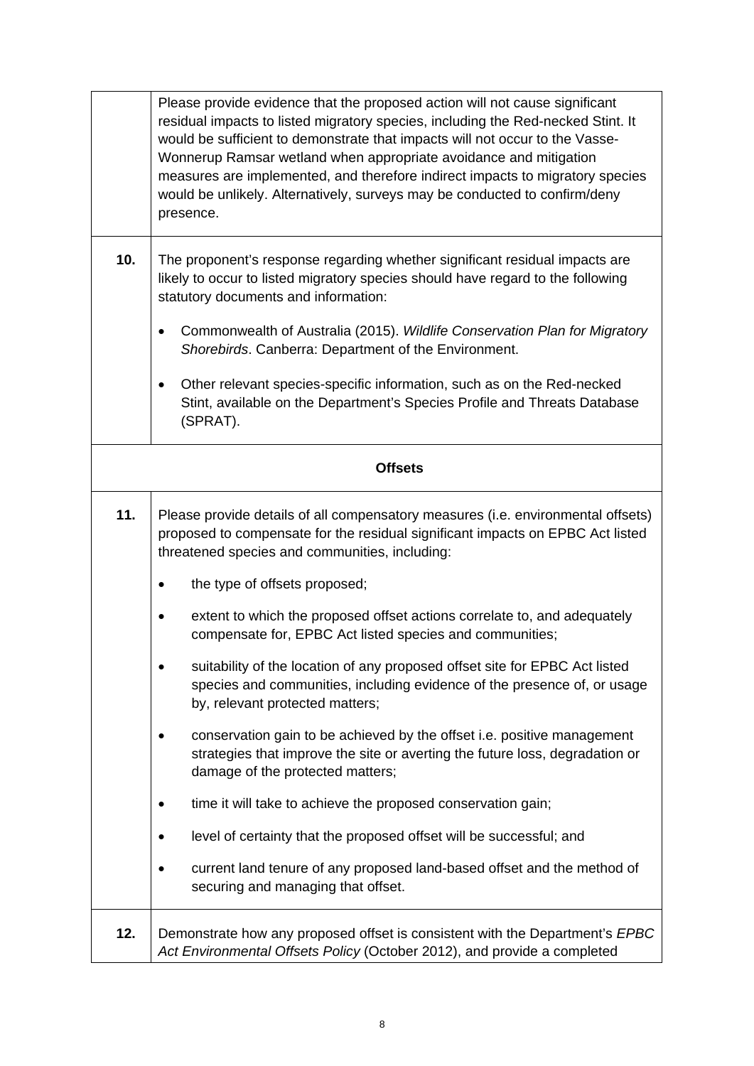| | |
|---|---|
| | Please provide evidence that the proposed action will not cause significant residual impacts to listed migratory species, including the Red-necked Stint. It would be sufficient to demonstrate that impacts will not occur to the Vasse-Wonnerup Ramsar wetland when appropriate avoidance and mitigation measures are implemented, and therefore indirect impacts to migratory species would be unlikely. Alternatively, surveys may be conducted to confirm/deny presence. |
| **10.** | The proponent's response regarding whether significant residual impacts are likely to occur to listed migratory species should have regard to the following statutory documents and information:<br>• Commonwealth of Australia (2015). *Wildlife Conservation Plan for Migratory Shorebirds*. Canberra: Department of the Environment.<br>• Other relevant species-specific information, such as on the Red-necked Stint, available on the Department's Species Profile and Threats Database (SPRAT). |
| | **Offsets** |
| **11.** | Please provide details of all compensatory measures (i.e. environmental offsets) proposed to compensate for the residual significant impacts on EPBC Act listed threatened species and communities, including:<br>• the type of offsets proposed;<br>• extent to which the proposed offset actions correlate to, and adequately compensate for, EPBC Act listed species and communities;<br>• suitability of the location of any proposed offset site for EPBC Act listed species and communities, including evidence of the presence of, or usage by, relevant protected matters;<br>• conservation gain to be achieved by the offset i.e. positive management strategies that improve the site or averting the future loss, degradation or damage of the protected matters;<br>• time it will take to achieve the proposed conservation gain;<br>• level of certainty that the proposed offset will be successful; and<br>• current land tenure of any proposed land-based offset and the method of securing and managing that offset. |
| **12.** | Demonstrate how any proposed offset is consistent with the Department's *EPBC Act Environmental Offsets Policy* (October 2012), and provide a completed |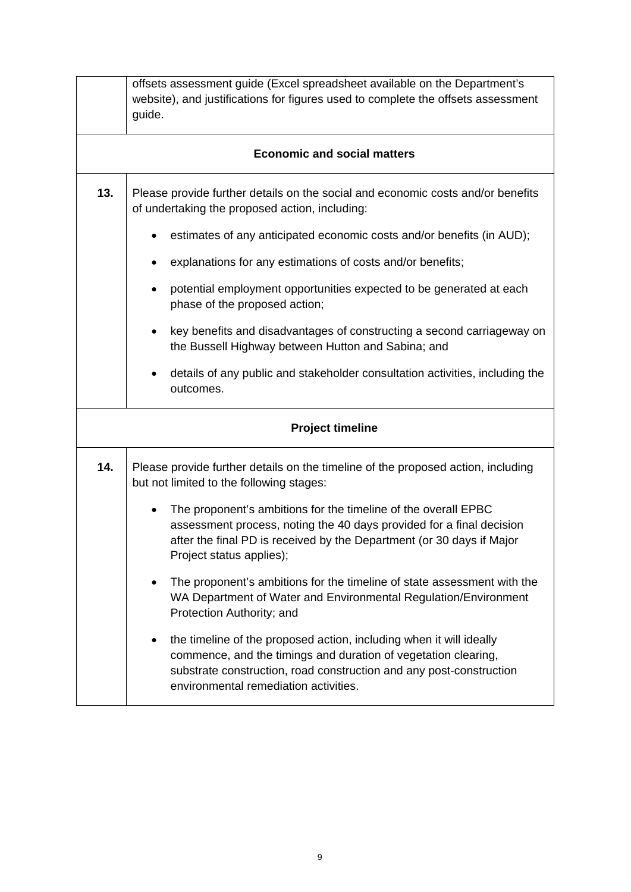| | |
|---|---|
| | offsets assessment guide (Excel spreadsheet available on the Department's website), and justifications for figures used to complete the offsets assessment guide. |
| **Economic and social matters** | |
| **13.** | Please provide further details on the social and economic costs and/or benefits of undertaking the proposed action, including:<br>• estimates of any anticipated economic costs and/or benefits (in AUD);<br>• explanations for any estimations of costs and/or benefits;<br>• potential employment opportunities expected to be generated at each phase of the proposed action;<br>• key benefits and disadvantages of constructing a second carriageway on the Bussell Highway between Hutton and Sabina; and<br>• details of any public and stakeholder consultation activities, including the outcomes. |
| **Project timeline** | |
| **14.** | Please provide further details on the timeline of the proposed action, including but not limited to the following stages:<br>• The proponent's ambitions for the timeline of the overall EPBC assessment process, noting the 40 days provided for a final decision after the final PD is received by the Department (or 30 days if Major Project status applies);<br>• The proponent's ambitions for the timeline of state assessment with the WA Department of Water and Environmental Regulation/Environment Protection Authority; and<br>• the timeline of the proposed action, including when it will ideally commence, and the timings and duration of vegetation clearing, substrate construction, road construction and any post-construction environmental remediation activities. |